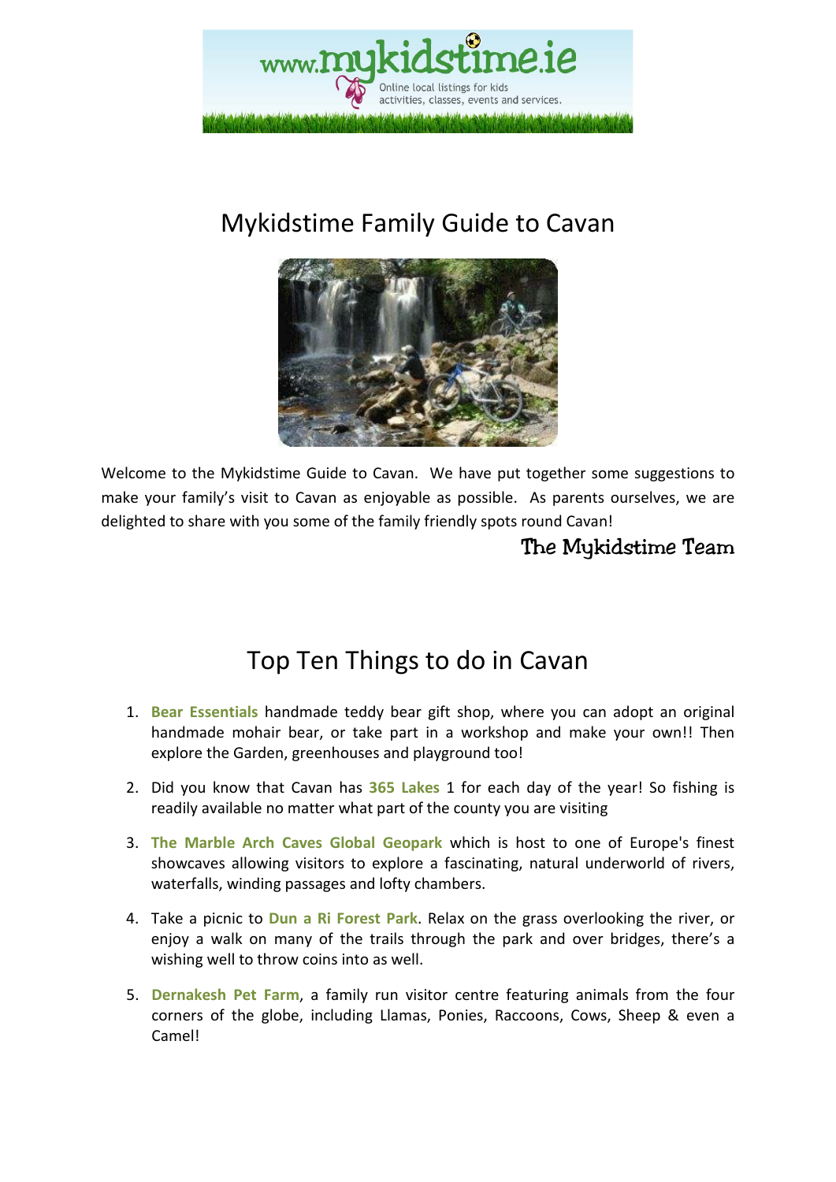# Mykidstime Family Guide to Cavan

Welcome to the Mykidstime Guide to Cavan. We have put together some suggestions to make your family's visit to Cavan as enjoyable as possible. As parents ourselves, we are delighted to share with you some of the family friendly spots round Cavan!

The Mykidstime Team

## Top Ten Things to do in Cavan

1. **Bear Essentials** handmade teddy bear gift shop, where you can adopt an original handmade mohair bear, or take part in a workshop and make your own!! Then explore the Garden, greenhouses and playground too!
2. Did you know that Cavan has **365 Lakes** 1 for each day of the year! So fishing is readily available no matter what part of the county you are visiting
3. **The Marble Arch Caves Global Geopark** which is host to one of Europe's finest showcaves allowing visitors to explore a fascinating, natural underworld of rivers, waterfalls, winding passages and lofty chambers.
4. Take a picnic to **Dun a Ri Forest Park**. Relax on the grass overlooking the river, or enjoy a walk on many of the trails through the park and over bridges, there's a wishing well to throw coins into as well.
5. **Dernakesh Pet Farm**, a family run visitor centre featuring animals from the four corners of the globe, including Llamas, Ponies, Raccoons, Cows, Sheep & even a Camel!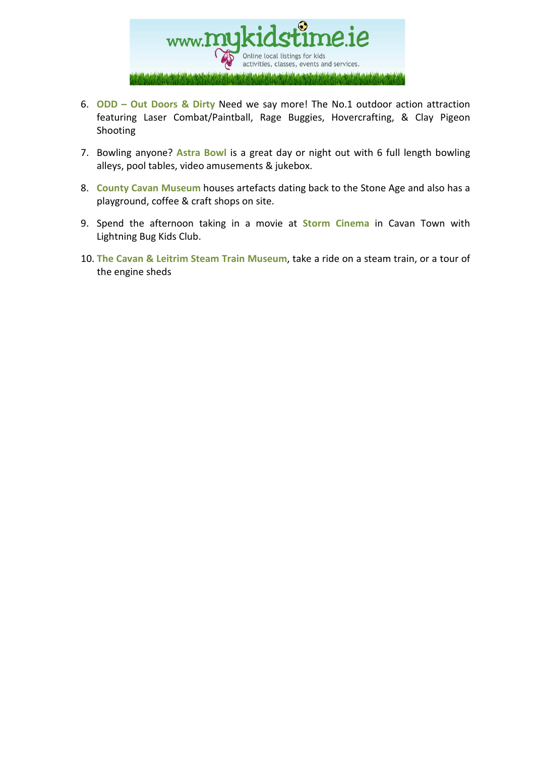6. **ODD – Out Doors & Dirty** Need we say more! The No.1 outdoor action attraction featuring Laser Combat/Paintball, Rage Buggies, Hovercrafting, & Clay Pigeon Shooting
7. Bowling anyone? **Astra Bowl** is a great day or night out with 6 full length bowling alleys, pool tables, video amusements & jukebox.
8. **County Cavan Museum** houses artefacts dating back to the Stone Age and also has a playground, coffee & craft shops on site.
9. Spend the afternoon taking in a movie at **Storm Cinema** in Cavan Town with Lightning Bug Kids Club.
10. **The Cavan & Leitrim Steam Train Museum**, take a ride on a steam train, or a tour of the engine sheds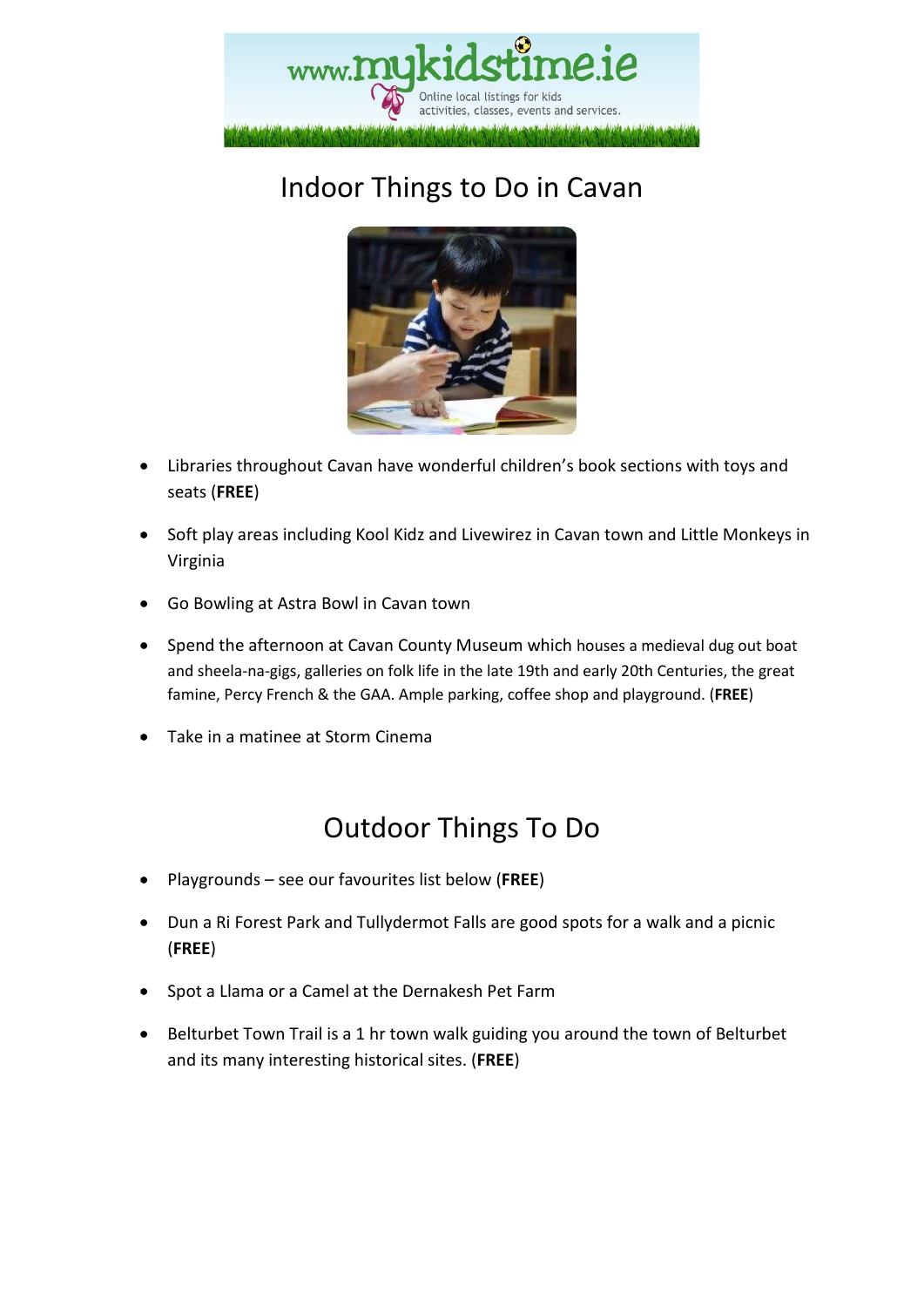# Indoor Things to Do in Cavan

- Libraries throughout Cavan have wonderful children's book sections with toys and seats (**FREE**)
- Soft play areas including Kool Kidz and Livewirez in Cavan town and Little Monkeys in Virginia
- Go Bowling at Astra Bowl in Cavan town
- Spend the afternoon at Cavan County Museum which houses a medieval dug out boat and sheela-na-gigs, galleries on folk life in the late 19th and early 20th Centuries, the great famine, Percy French & the GAA. Ample parking, coffee shop and playground. (**FREE**)
- Take in a matinee at Storm Cinema

# Outdoor Things To Do

- Playgrounds – see our favourites list below (**FREE**)
- Dun a Ri Forest Park and Tullydermot Falls are good spots for a walk and a picnic (**FREE**)
- Spot a Llama or a Camel at the Dernakesh Pet Farm
- Belturbet Town Trail is a 1 hr town walk guiding you around the town of Belturbet and its many interesting historical sites. (**FREE**)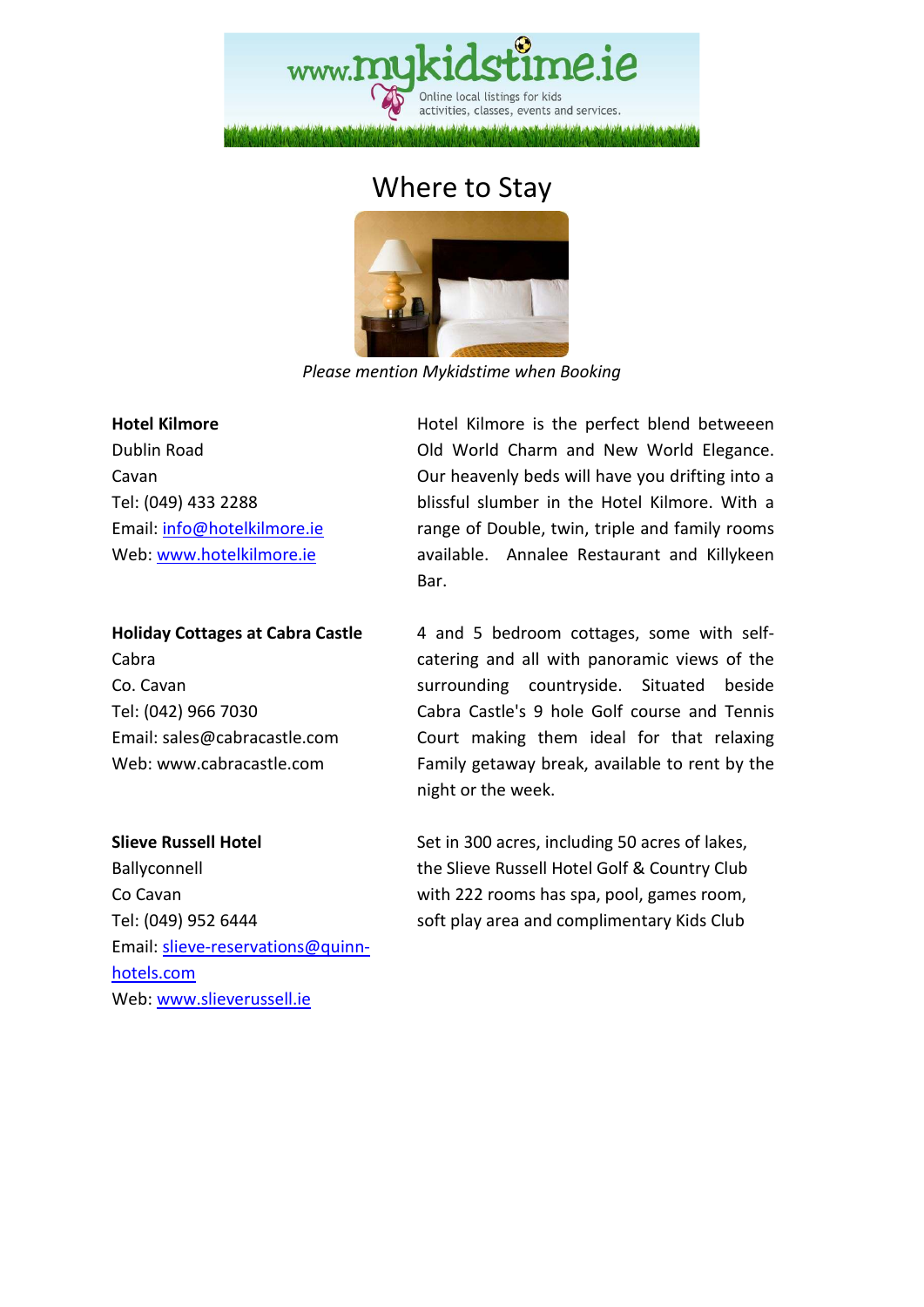# Where to Stay

*Please mention Mykidstime when Booking*

**Hotel Kilmore**
Dublin Road
Cavan
Tel: (049) 433 2288
Email: info@hotelkilmore.ie
Web: www.hotelkilmore.ie

Hotel Kilmore is the perfect blend betweeen Old World Charm and New World Elegance. Our heavenly beds will have you drifting into a blissful slumber in the Hotel Kilmore. With a range of Double, twin, triple and family rooms available. Annalee Restaurant and Killykeen Bar.

**Holiday Cottages at Cabra Castle**
Cabra
Co. Cavan
Tel: (042) 966 7030
Email: sales@cabracastle.com
Web: www.cabracastle.com

4 and 5 bedroom cottages, some with self-catering and all with panoramic views of the surrounding countryside. Situated beside Cabra Castle's 9 hole Golf course and Tennis Court making them ideal for that relaxing Family getaway break, available to rent by the night or the week.

**Slieve Russell Hotel**
Ballyconnell
Co Cavan
Tel: (049) 952 6444
Email: slieve-reservations@quinn-hotels.com
Web: www.slieverussell.ie

Set in 300 acres, including 50 acres of lakes, the Slieve Russell Hotel Golf & Country Club with 222 rooms has spa, pool, games room, soft play area and complimentary Kids Club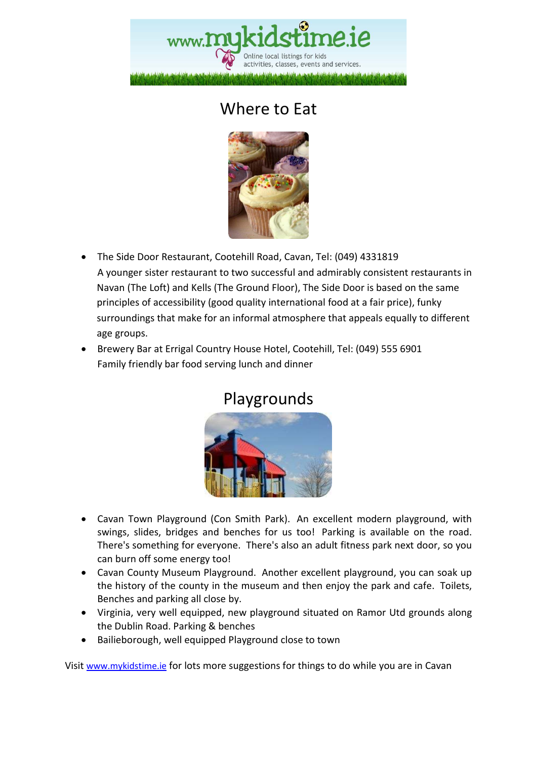## Where to Eat

- The Side Door Restaurant, Cootehill Road, Cavan, Tel: (049) 4331819
  A younger sister restaurant to two successful and admirably consistent restaurants in Navan (The Loft) and Kells (The Ground Floor), The Side Door is based on the same principles of accessibility (good quality international food at a fair price), funky surroundings that make for an informal atmosphere that appeals equally to different age groups.
- Brewery Bar at Errigal Country House Hotel, Cootehill, Tel: (049) 555 6901
  Family friendly bar food serving lunch and dinner

## Playgrounds

- Cavan Town Playground (Con Smith Park). An excellent modern playground, with swings, slides, bridges and benches for us too! Parking is available on the road. There's something for everyone. There's also an adult fitness park next door, so you can burn off some energy too!
- Cavan County Museum Playground. Another excellent playground, you can soak up the history of the county in the museum and then enjoy the park and cafe. Toilets, Benches and parking all close by.
- Virginia, very well equipped, new playground situated on Ramor Utd grounds along the Dublin Road. Parking & benches
- Bailieborough, well equipped Playground close to town

Visit www.mykidstime.ie for lots more suggestions for things to do while you are in Cavan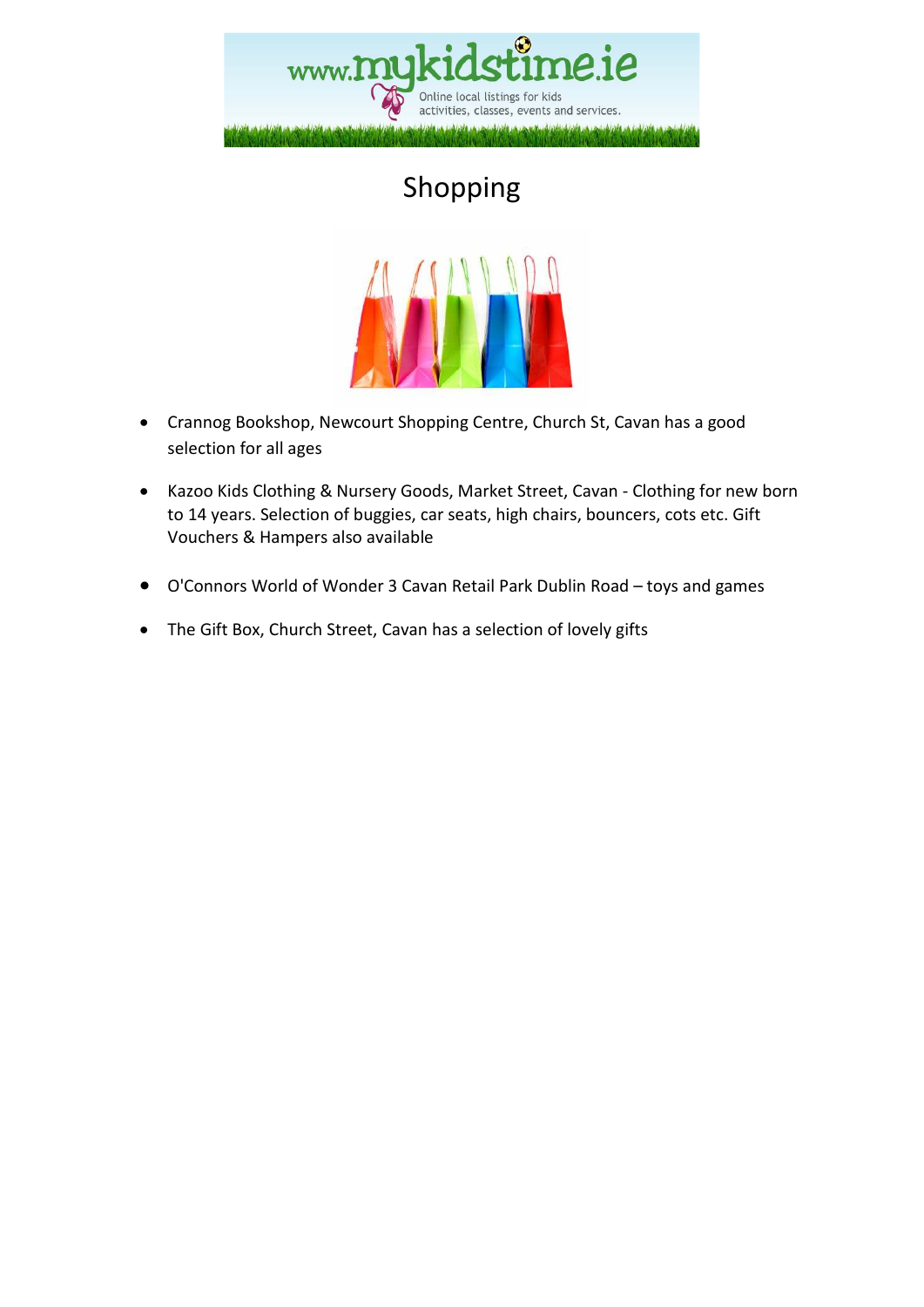# Shopping

- Crannog Bookshop, Newcourt Shopping Centre, Church St, Cavan has a good selection for all ages
- Kazoo Kids Clothing & Nursery Goods, Market Street, Cavan - Clothing for new born to 14 years. Selection of buggies, car seats, high chairs, bouncers, cots etc. Gift Vouchers & Hampers also available
- O'Connors World of Wonder 3 Cavan Retail Park Dublin Road – toys and games
- The Gift Box, Church Street, Cavan has a selection of lovely gifts